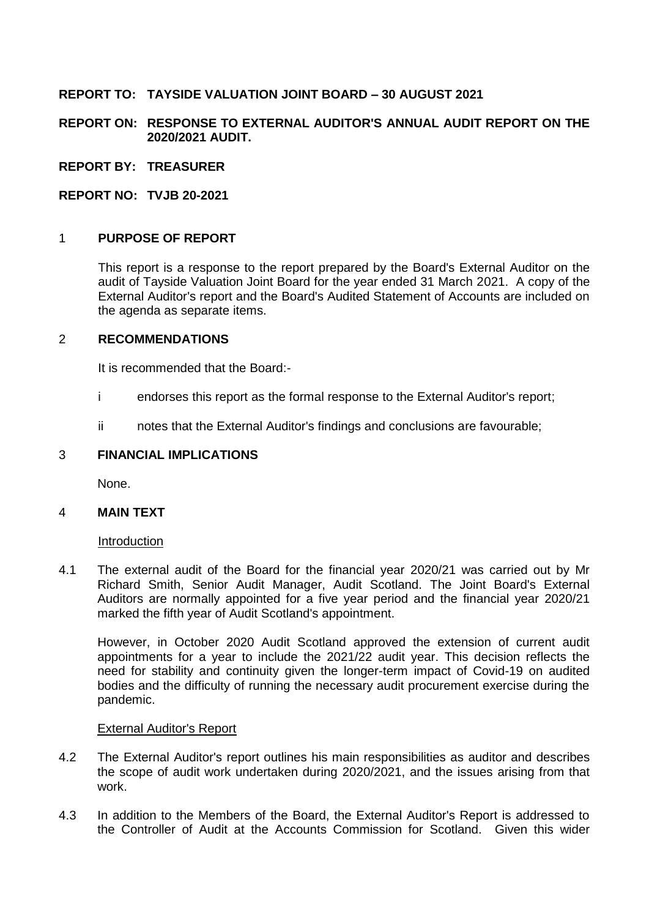**REPORT TO: TAYSIDE VALUATION JOINT BOARD – 30 AUGUST 2021**

**REPORT ON: RESPONSE TO EXTERNAL AUDITOR'S ANNUAL AUDIT REPORT ON THE 2020/2021 AUDIT.**

**REPORT BY: TREASURER**

**REPORT NO: TVJB 20-2021**

## 1 PURPOSE OF REPORT

This report is a response to the report prepared by the Board's External Auditor on the audit of Tayside Valuation Joint Board for the year ended 31 March 2021. A copy of the External Auditor's report and the Board's Audited Statement of Accounts are included on the agenda as separate items.

## 2 RECOMMENDATIONS

It is recommended that the Board:-

i endorses this report as the formal response to the External Auditor's report;

ii notes that the External Auditor's findings and conclusions are favourable;

## 3 FINANCIAL IMPLICATIONS

None.

## 4 MAIN TEXT

Introduction

4.1 The external audit of the Board for the financial year 2020/21 was carried out by Mr Richard Smith, Senior Audit Manager, Audit Scotland. The Joint Board's External Auditors are normally appointed for a five year period and the financial year 2020/21 marked the fifth year of Audit Scotland's appointment.

However, in October 2020 Audit Scotland approved the extension of current audit appointments for a year to include the 2021/22 audit year. This decision reflects the need for stability and continuity given the longer-term impact of Covid-19 on audited bodies and the difficulty of running the necessary audit procurement exercise during the pandemic.

External Auditor's Report

4.2 The External Auditor's report outlines his main responsibilities as auditor and describes the scope of audit work undertaken during 2020/2021, and the issues arising from that work.

4.3 In addition to the Members of the Board, the External Auditor's Report is addressed to the Controller of Audit at the Accounts Commission for Scotland. Given this wider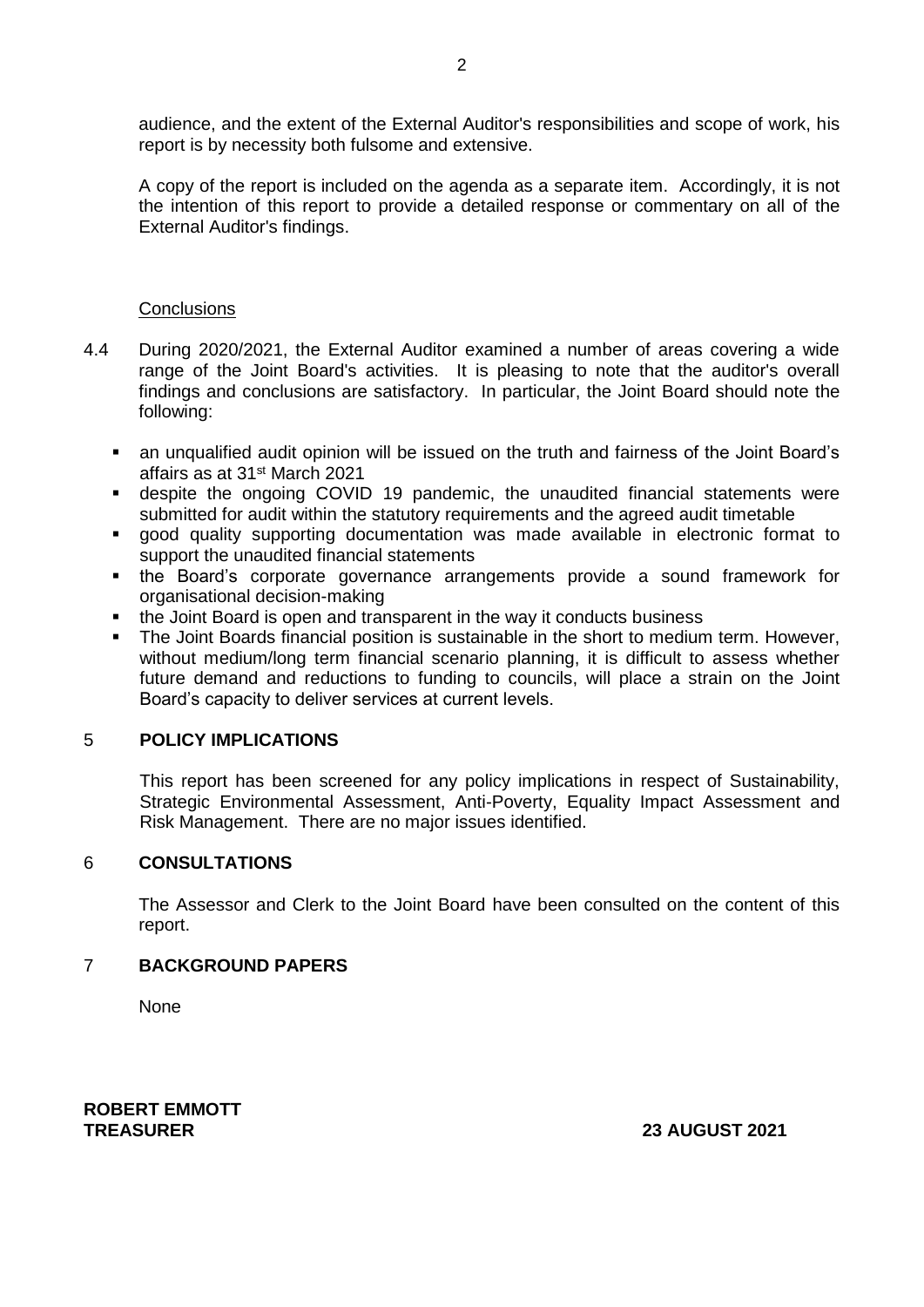audience, and the extent of the External Auditor's responsibilities and scope of work, his report is by necessity both fulsome and extensive.

A copy of the report is included on the agenda as a separate item. Accordingly, it is not the intention of this report to provide a detailed response or commentary on all of the External Auditor's findings.

Conclusions

4.4 During 2020/2021, the External Auditor examined a number of areas covering a wide range of the Joint Board's activities. It is pleasing to note that the auditor's overall findings and conclusions are satisfactory. In particular, the Joint Board should note the following:

- an unqualified audit opinion will be issued on the truth and fairness of the Joint Board's affairs as at 31st March 2021
- despite the ongoing COVID 19 pandemic, the unaudited financial statements were submitted for audit within the statutory requirements and the agreed audit timetable
- good quality supporting documentation was made available in electronic format to support the unaudited financial statements
- the Board's corporate governance arrangements provide a sound framework for organisational decision-making
- the Joint Board is open and transparent in the way it conducts business
- The Joint Boards financial position is sustainable in the short to medium term. However, without medium/long term financial scenario planning, it is difficult to assess whether future demand and reductions to funding to councils, will place a strain on the Joint Board's capacity to deliver services at current levels.

## 5 POLICY IMPLICATIONS

This report has been screened for any policy implications in respect of Sustainability, Strategic Environmental Assessment, Anti-Poverty, Equality Impact Assessment and Risk Management. There are no major issues identified.

## 6 CONSULTATIONS

The Assessor and Clerk to the Joint Board have been consulted on the content of this report.

## 7 BACKGROUND PAPERS

None

**ROBERT EMMOTT**
**TREASURER** **23 AUGUST 2021**